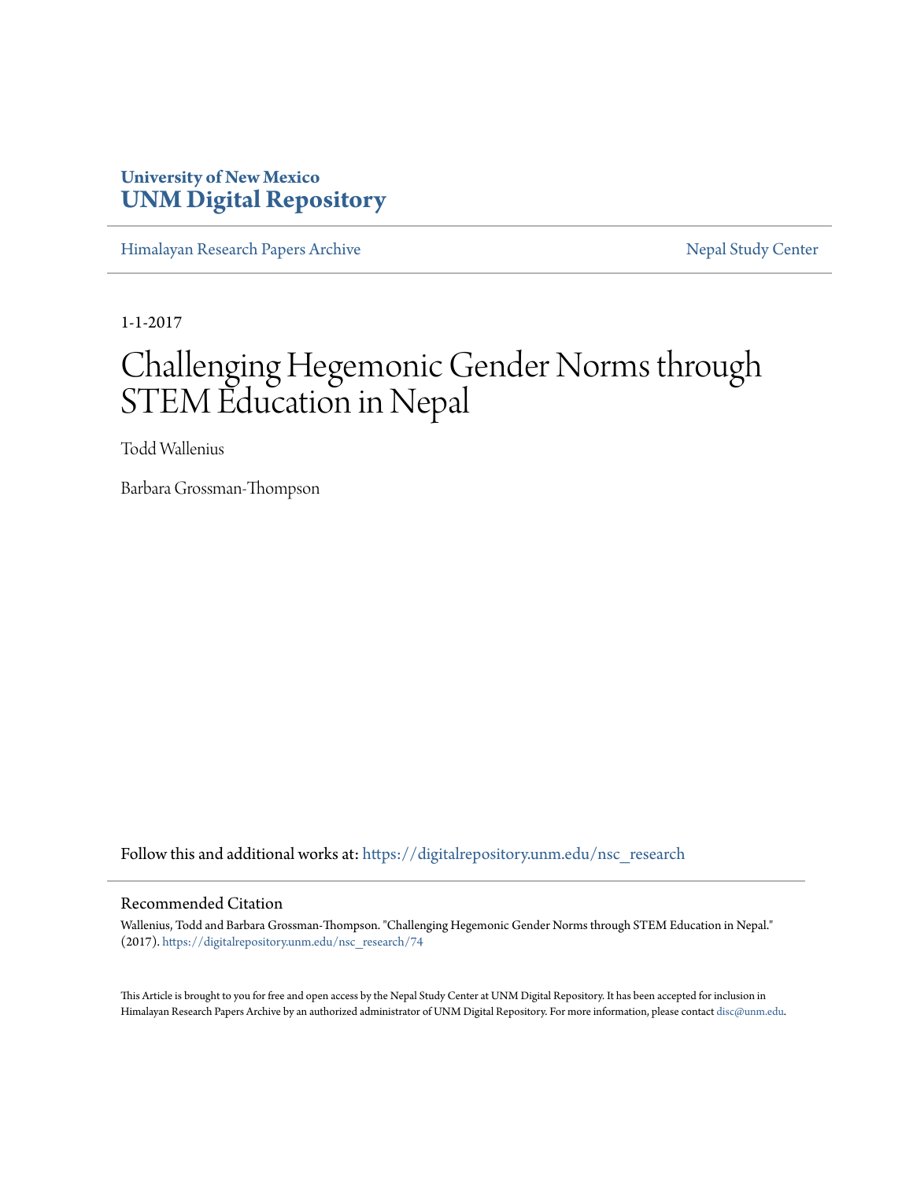University of New Mexico
**UNM Digital Repository**

Himalayan Research Papers Archive | Nepal Study Center

1-1-2017

# Challenging Hegemonic Gender Norms through STEM Education in Nepal

Todd Wallenius

Barbara Grossman-Thompson

Follow this and additional works at: https://digitalrepository.unm.edu/nsc_research

## Recommended Citation

Wallenius, Todd and Barbara Grossman-Thompson. "Challenging Hegemonic Gender Norms through STEM Education in Nepal." (2017). https://digitalrepository.unm.edu/nsc_research/74

This Article is brought to you for free and open access by the Nepal Study Center at UNM Digital Repository. It has been accepted for inclusion in Himalayan Research Papers Archive by an authorized administrator of UNM Digital Repository. For more information, please contact disc@unm.edu.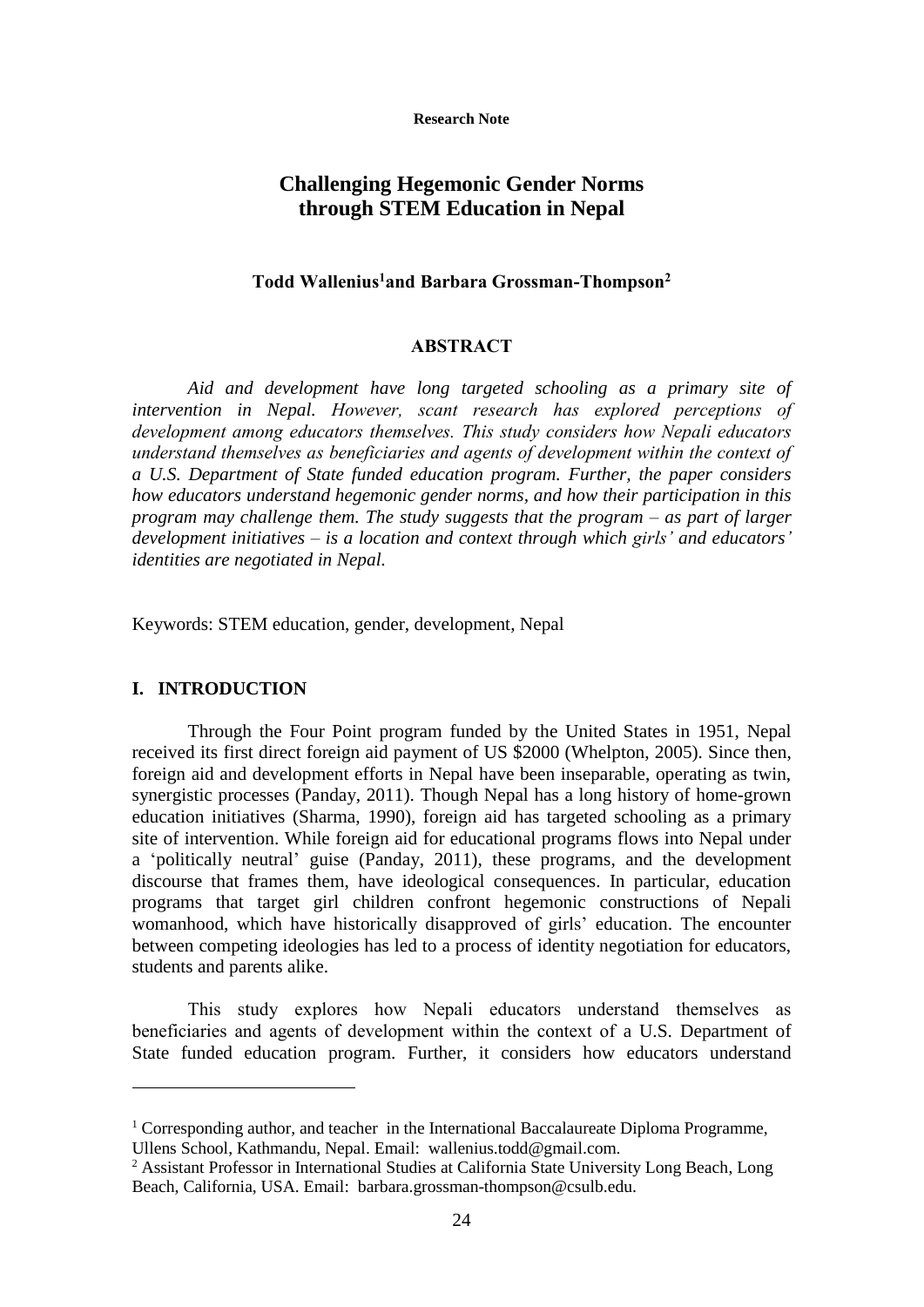**Research Note**

# Challenging Hegemonic Gender Norms through STEM Education in Nepal

**Todd Wallenius[1] and Barbara Grossman-Thompson[2]**

## ABSTRACT

*Aid and development have long targeted schooling as a primary site of intervention in Nepal. However, scant research has explored perceptions of development among educators themselves. This study considers how Nepali educators understand themselves as beneficiaries and agents of development within the context of a U.S. Department of State funded education program. Further, the paper considers how educators understand hegemonic gender norms, and how their participation in this program may challenge them. The study suggests that the program – as part of larger development initiatives – is a location and context through which girls' and educators' identities are negotiated in Nepal.*

Keywords: STEM education, gender, development, Nepal

## I. INTRODUCTION

Through the Four Point program funded by the United States in 1951, Nepal received its first direct foreign aid payment of US $2000 (Whelpton, 2005). Since then, foreign aid and development efforts in Nepal have been inseparable, operating as twin, synergistic processes (Panday, 2011). Though Nepal has a long history of home-grown education initiatives (Sharma, 1990), foreign aid has targeted schooling as a primary site of intervention. While foreign aid for educational programs flows into Nepal under a 'politically neutral' guise (Panday, 2011), these programs, and the development discourse that frames them, have ideological consequences. In particular, education programs that target girl children confront hegemonic constructions of Nepali womanhood, which have historically disapproved of girls' education. The encounter between competing ideologies has led to a process of identity negotiation for educators, students and parents alike.

This study explores how Nepali educators understand themselves as beneficiaries and agents of development within the context of a U.S. Department of State funded education program. Further, it considers how educators understand

---

[1] Corresponding author, and teacher in the International Baccalaureate Diploma Programme, Ullens School, Kathmandu, Nepal. Email: wallenius.todd@gmail.com.

[2] Assistant Professor in International Studies at California State University Long Beach, Long Beach, California, USA. Email: barbara.grossman-thompson@csulb.edu.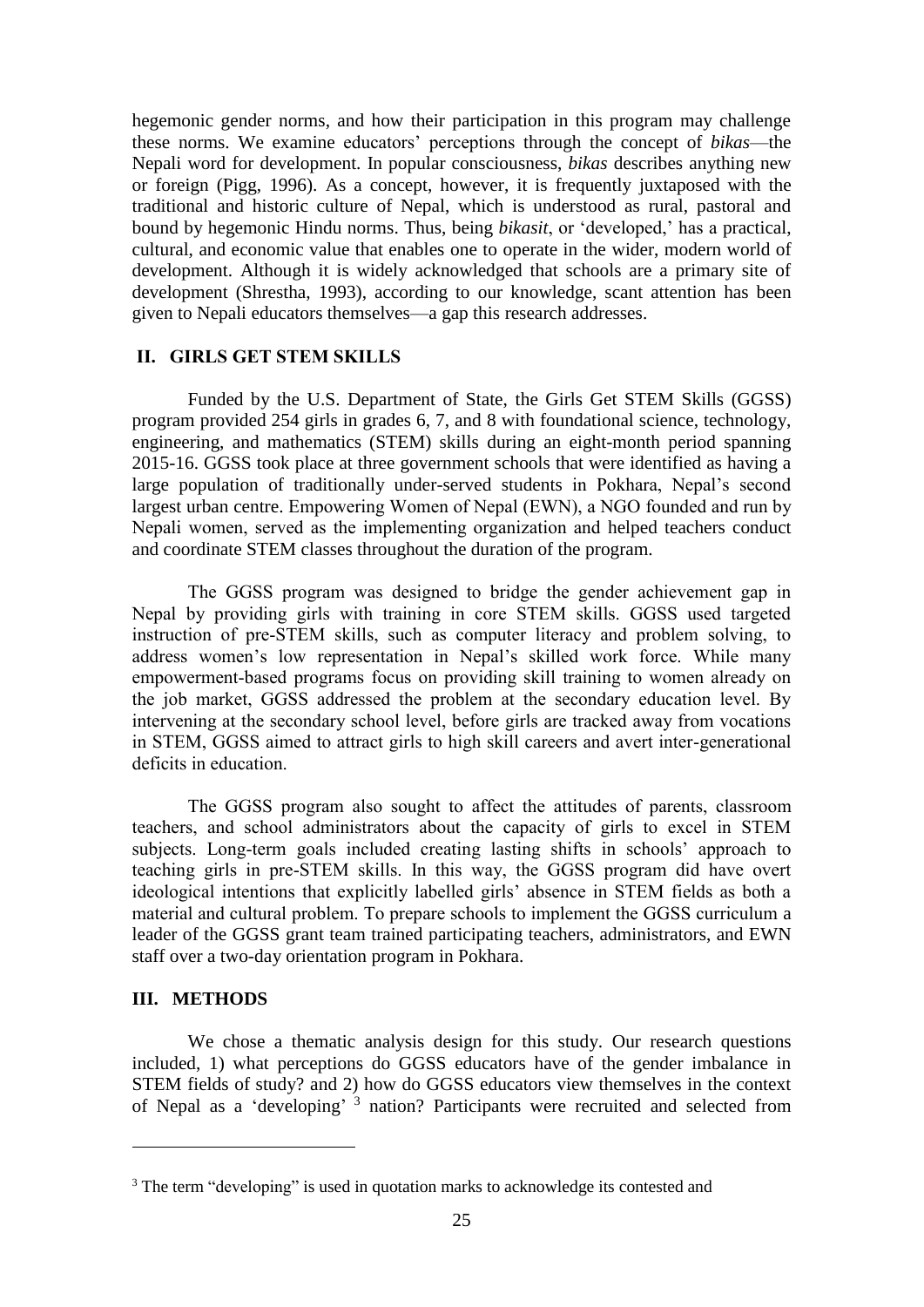hegemonic gender norms, and how their participation in this program may challenge these norms. We examine educators' perceptions through the concept of *bikas*—the Nepali word for development. In popular consciousness, *bikas* describes anything new or foreign (Pigg, 1996). As a concept, however, it is frequently juxtaposed with the traditional and historic culture of Nepal, which is understood as rural, pastoral and bound by hegemonic Hindu norms. Thus, being *bikasit*, or 'developed,' has a practical, cultural, and economic value that enables one to operate in the wider, modern world of development. Although it is widely acknowledged that schools are a primary site of development (Shrestha, 1993), according to our knowledge, scant attention has been given to Nepali educators themselves—a gap this research addresses.

## II. GIRLS GET STEM SKILLS

Funded by the U.S. Department of State, the Girls Get STEM Skills (GGSS) program provided 254 girls in grades 6, 7, and 8 with foundational science, technology, engineering, and mathematics (STEM) skills during an eight-month period spanning 2015-16. GGSS took place at three government schools that were identified as having a large population of traditionally under-served students in Pokhara, Nepal's second largest urban centre. Empowering Women of Nepal (EWN), a NGO founded and run by Nepali women, served as the implementing organization and helped teachers conduct and coordinate STEM classes throughout the duration of the program.

The GGSS program was designed to bridge the gender achievement gap in Nepal by providing girls with training in core STEM skills. GGSS used targeted instruction of pre-STEM skills, such as computer literacy and problem solving, to address women's low representation in Nepal's skilled work force. While many empowerment-based programs focus on providing skill training to women already on the job market, GGSS addressed the problem at the secondary education level. By intervening at the secondary school level, before girls are tracked away from vocations in STEM, GGSS aimed to attract girls to high skill careers and avert inter-generational deficits in education.

The GGSS program also sought to affect the attitudes of parents, classroom teachers, and school administrators about the capacity of girls to excel in STEM subjects. Long-term goals included creating lasting shifts in schools' approach to teaching girls in pre-STEM skills. In this way, the GGSS program did have overt ideological intentions that explicitly labelled girls' absence in STEM fields as both a material and cultural problem. To prepare schools to implement the GGSS curriculum a leader of the GGSS grant team trained participating teachers, administrators, and EWN staff over a two-day orientation program in Pokhara.

## III. METHODS

We chose a thematic analysis design for this study. Our research questions included, 1) what perceptions do GGSS educators have of the gender imbalance in STEM fields of study? and 2) how do GGSS educators view themselves in the context of Nepal as a 'developing' [3] nation? Participants were recruited and selected from

---

[3] The term "developing" is used in quotation marks to acknowledge its contested and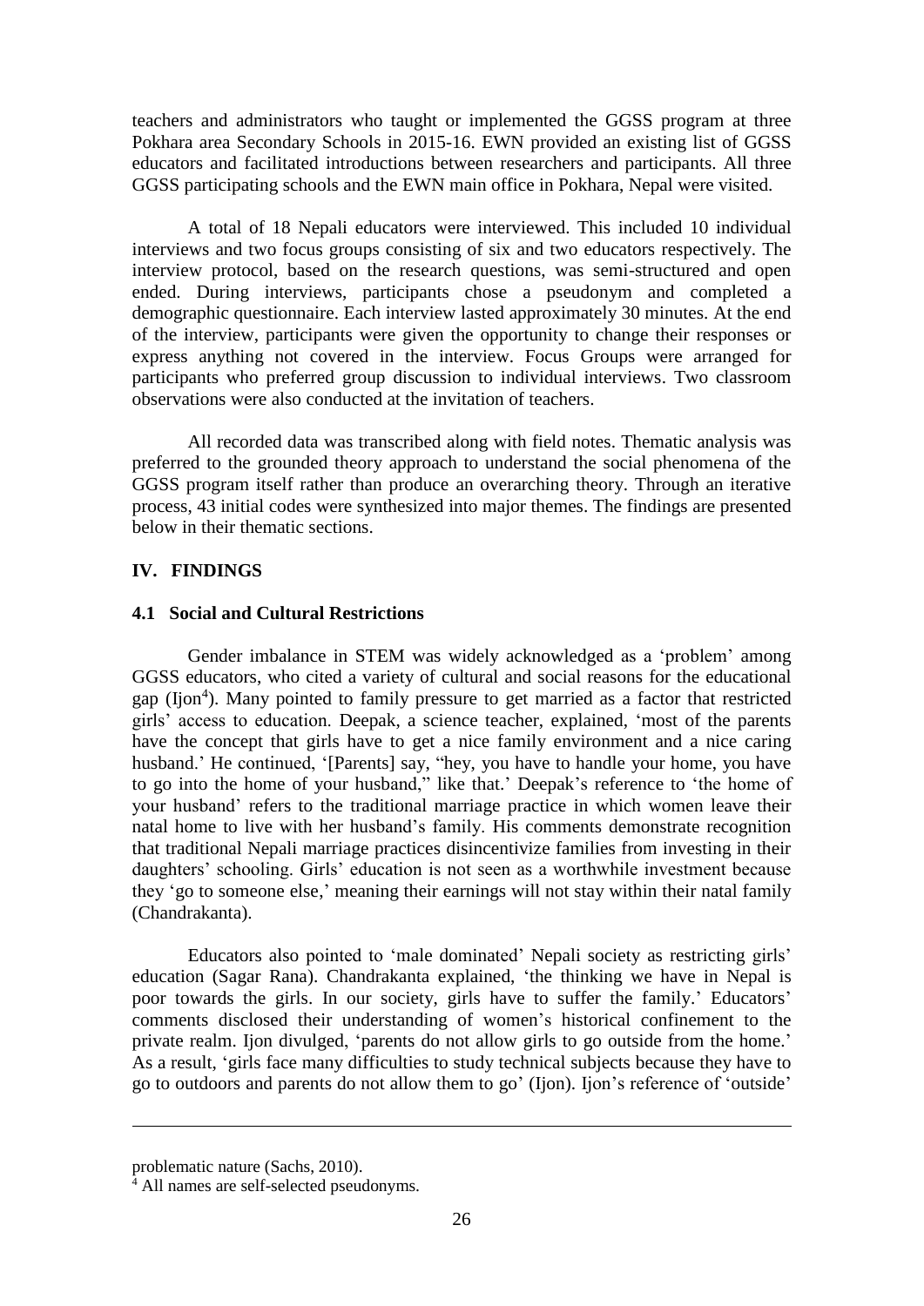teachers and administrators who taught or implemented the GGSS program at three Pokhara area Secondary Schools in 2015-16. EWN provided an existing list of GGSS educators and facilitated introductions between researchers and participants. All three GGSS participating schools and the EWN main office in Pokhara, Nepal were visited.

A total of 18 Nepali educators were interviewed. This included 10 individual interviews and two focus groups consisting of six and two educators respectively. The interview protocol, based on the research questions, was semi-structured and open ended. During interviews, participants chose a pseudonym and completed a demographic questionnaire. Each interview lasted approximately 30 minutes. At the end of the interview, participants were given the opportunity to change their responses or express anything not covered in the interview. Focus Groups were arranged for participants who preferred group discussion to individual interviews. Two classroom observations were also conducted at the invitation of teachers.

All recorded data was transcribed along with field notes. Thematic analysis was preferred to the grounded theory approach to understand the social phenomena of the GGSS program itself rather than produce an overarching theory. Through an iterative process, 43 initial codes were synthesized into major themes. The findings are presented below in their thematic sections.

## IV. FINDINGS

### 4.1 Social and Cultural Restrictions

Gender imbalance in STEM was widely acknowledged as a 'problem' among GGSS educators, who cited a variety of cultural and social reasons for the educational gap (Ijon[4]). Many pointed to family pressure to get married as a factor that restricted girls' access to education. Deepak, a science teacher, explained, 'most of the parents have the concept that girls have to get a nice family environment and a nice caring husband.' He continued, '[Parents] say, "hey, you have to handle your home, you have to go into the home of your husband," like that.' Deepak's reference to 'the home of your husband' refers to the traditional marriage practice in which women leave their natal home to live with her husband's family. His comments demonstrate recognition that traditional Nepali marriage practices disincentivize families from investing in their daughters' schooling. Girls' education is not seen as a worthwhile investment because they 'go to someone else,' meaning their earnings will not stay within their natal family (Chandrakanta).

Educators also pointed to 'male dominated' Nepali society as restricting girls' education (Sagar Rana). Chandrakanta explained, 'the thinking we have in Nepal is poor towards the girls. In our society, girls have to suffer the family.' Educators' comments disclosed their understanding of women's historical confinement to the private realm. Ijon divulged, 'parents do not allow girls to go outside from the home.' As a result, 'girls face many difficulties to study technical subjects because they have to go to outdoors and parents do not allow them to go' (Ijon). Ijon's reference of 'outside'

---

problematic nature (Sachs, 2010).

[4] All names are self-selected pseudonyms.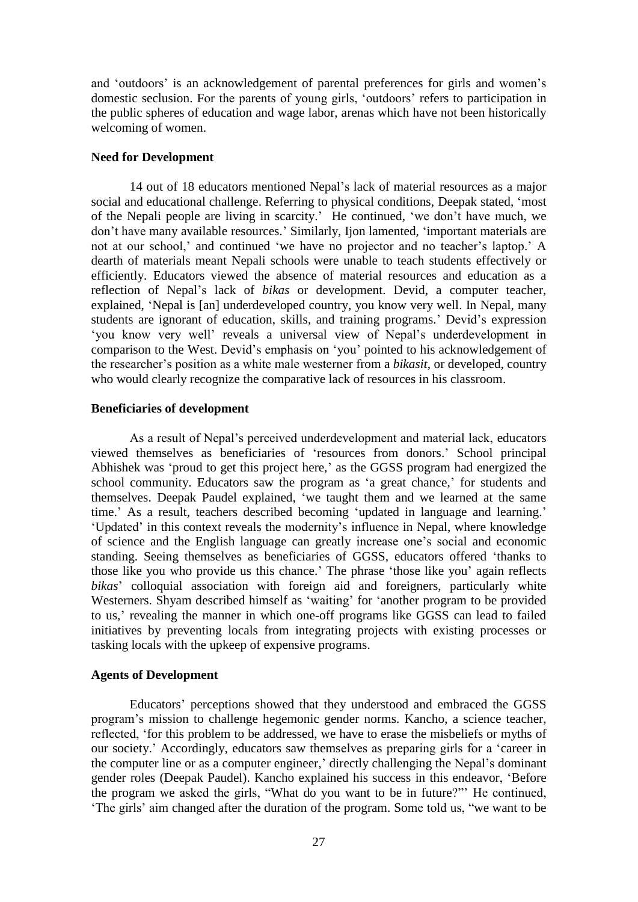and 'outdoors' is an acknowledgement of parental preferences for girls and women's domestic seclusion. For the parents of young girls, 'outdoors' refers to participation in the public spheres of education and wage labor, arenas which have not been historically welcoming of women.

**Need for Development**

14 out of 18 educators mentioned Nepal's lack of material resources as a major social and educational challenge. Referring to physical conditions, Deepak stated, 'most of the Nepali people are living in scarcity.' He continued, 'we don't have much, we don't have many available resources.' Similarly, Ijon lamented, 'important materials are not at our school,' and continued 'we have no projector and no teacher's laptop.' A dearth of materials meant Nepali schools were unable to teach students effectively or efficiently. Educators viewed the absence of material resources and education as a reflection of Nepal's lack of *bikas* or development. Devid, a computer teacher, explained, 'Nepal is [an] underdeveloped country, you know very well. In Nepal, many students are ignorant of education, skills, and training programs.' Devid's expression 'you know very well' reveals a universal view of Nepal's underdevelopment in comparison to the West. Devid's emphasis on 'you' pointed to his acknowledgement of the researcher's position as a white male westerner from a *bikasit*, or developed, country who would clearly recognize the comparative lack of resources in his classroom.

**Beneficiaries of development**

As a result of Nepal's perceived underdevelopment and material lack, educators viewed themselves as beneficiaries of 'resources from donors.' School principal Abhishek was 'proud to get this project here,' as the GGSS program had energized the school community. Educators saw the program as 'a great chance,' for students and themselves. Deepak Paudel explained, 'we taught them and we learned at the same time.' As a result, teachers described becoming 'updated in language and learning.' 'Updated' in this context reveals the modernity's influence in Nepal, where knowledge of science and the English language can greatly increase one's social and economic standing. Seeing themselves as beneficiaries of GGSS, educators offered 'thanks to those like you who provide us this chance.' The phrase 'those like you' again reflects *bikas*' colloquial association with foreign aid and foreigners, particularly white Westerners. Shyam described himself as 'waiting' for 'another program to be provided to us,' revealing the manner in which one-off programs like GGSS can lead to failed initiatives by preventing locals from integrating projects with existing processes or tasking locals with the upkeep of expensive programs.

**Agents of Development**

Educators' perceptions showed that they understood and embraced the GGSS program's mission to challenge hegemonic gender norms. Kancho, a science teacher, reflected, 'for this problem to be addressed, we have to erase the misbeliefs or myths of our society.' Accordingly, educators saw themselves as preparing girls for a 'career in the computer line or as a computer engineer,' directly challenging the Nepal's dominant gender roles (Deepak Paudel). Kancho explained his success in this endeavor, 'Before the program we asked the girls, "What do you want to be in future?"' He continued, 'The girls' aim changed after the duration of the program. Some told us, "we want to be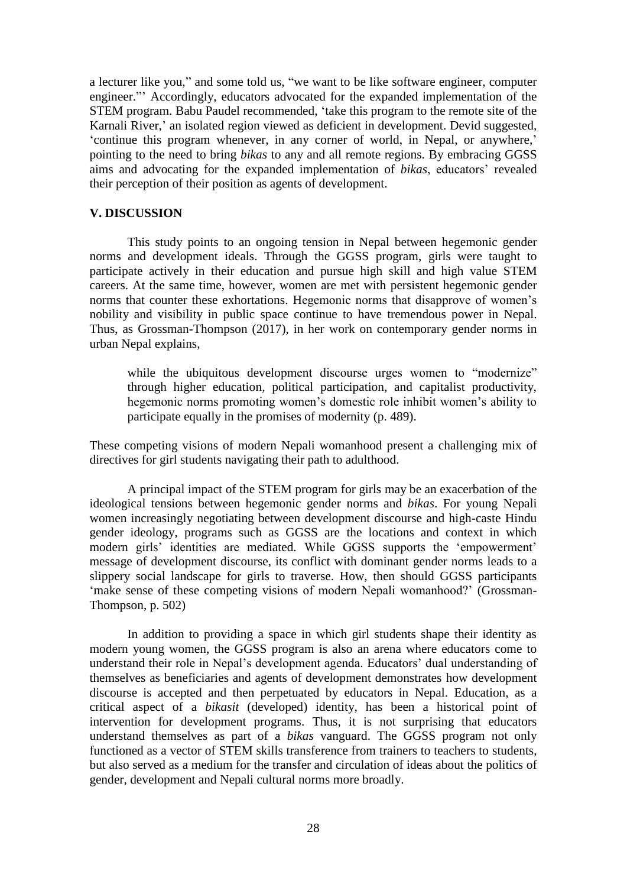a lecturer like you," and some told us, "we want to be like software engineer, computer engineer."' Accordingly, educators advocated for the expanded implementation of the STEM program. Babu Paudel recommended, 'take this program to the remote site of the Karnali River,' an isolated region viewed as deficient in development. Devid suggested, 'continue this program whenever, in any corner of world, in Nepal, or anywhere,' pointing to the need to bring *bikas* to any and all remote regions. By embracing GGSS aims and advocating for the expanded implementation of *bikas*, educators' revealed their perception of their position as agents of development.

## V. DISCUSSION

This study points to an ongoing tension in Nepal between hegemonic gender norms and development ideals. Through the GGSS program, girls were taught to participate actively in their education and pursue high skill and high value STEM careers. At the same time, however, women are met with persistent hegemonic gender norms that counter these exhortations. Hegemonic norms that disapprove of women's nobility and visibility in public space continue to have tremendous power in Nepal. Thus, as Grossman-Thompson (2017), in her work on contemporary gender norms in urban Nepal explains,

> while the ubiquitous development discourse urges women to "modernize" through higher education, political participation, and capitalist productivity, hegemonic norms promoting women's domestic role inhibit women's ability to participate equally in the promises of modernity (p. 489).

These competing visions of modern Nepali womanhood present a challenging mix of directives for girl students navigating their path to adulthood.

A principal impact of the STEM program for girls may be an exacerbation of the ideological tensions between hegemonic gender norms and *bikas*. For young Nepali women increasingly negotiating between development discourse and high-caste Hindu gender ideology, programs such as GGSS are the locations and context in which modern girls' identities are mediated. While GGSS supports the 'empowerment' message of development discourse, its conflict with dominant gender norms leads to a slippery social landscape for girls to traverse. How, then should GGSS participants 'make sense of these competing visions of modern Nepali womanhood?' (Grossman-Thompson, p. 502)

In addition to providing a space in which girl students shape their identity as modern young women, the GGSS program is also an arena where educators come to understand their role in Nepal's development agenda. Educators' dual understanding of themselves as beneficiaries and agents of development demonstrates how development discourse is accepted and then perpetuated by educators in Nepal. Education, as a critical aspect of a *bikasit* (developed) identity, has been a historical point of intervention for development programs. Thus, it is not surprising that educators understand themselves as part of a *bikas* vanguard. The GGSS program not only functioned as a vector of STEM skills transference from trainers to teachers to students, but also served as a medium for the transfer and circulation of ideas about the politics of gender, development and Nepali cultural norms more broadly.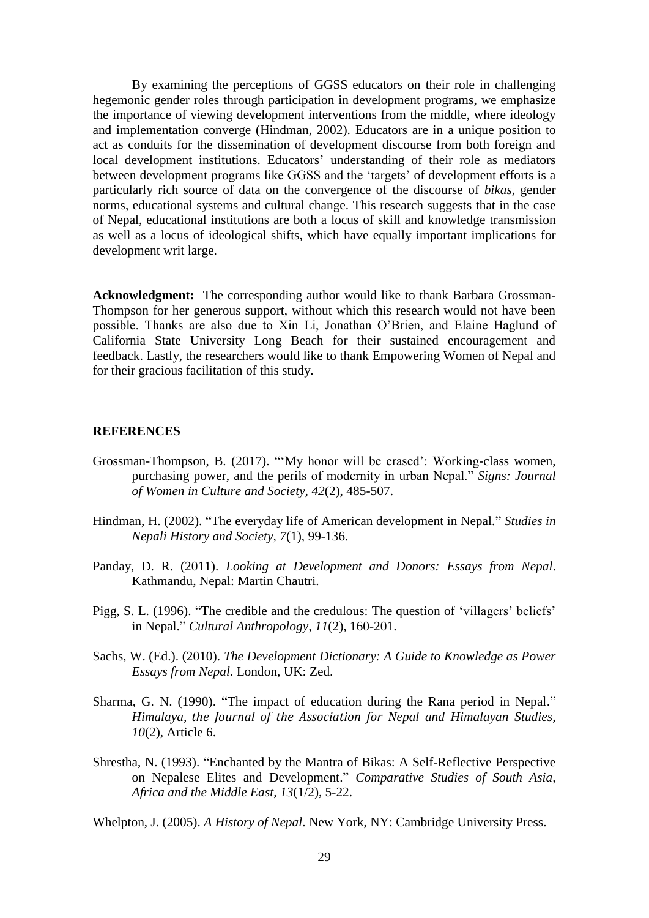By examining the perceptions of GGSS educators on their role in challenging hegemonic gender roles through participation in development programs, we emphasize the importance of viewing development interventions from the middle, where ideology and implementation converge (Hindman, 2002). Educators are in a unique position to act as conduits for the dissemination of development discourse from both foreign and local development institutions. Educators' understanding of their role as mediators between development programs like GGSS and the 'targets' of development efforts is a particularly rich source of data on the convergence of the discourse of *bikas*, gender norms, educational systems and cultural change. This research suggests that in the case of Nepal, educational institutions are both a locus of skill and knowledge transmission as well as a locus of ideological shifts, which have equally important implications for development writ large.

**Acknowledgment:** The corresponding author would like to thank Barbara Grossman-Thompson for her generous support, without which this research would not have been possible. Thanks are also due to Xin Li, Jonathan O'Brien, and Elaine Haglund of California State University Long Beach for their sustained encouragement and feedback. Lastly, the researchers would like to thank Empowering Women of Nepal and for their gracious facilitation of this study.

## REFERENCES

Grossman-Thompson, B. (2017). "'My honor will be erased': Working-class women, purchasing power, and the perils of modernity in urban Nepal." *Signs: Journal of Women in Culture and Society, 42*(2), 485-507.

Hindman, H. (2002). "The everyday life of American development in Nepal." *Studies in Nepali History and Society, 7*(1), 99-136.

Panday, D. R. (2011). *Looking at Development and Donors: Essays from Nepal*. Kathmandu, Nepal: Martin Chautri.

Pigg, S. L. (1996). "The credible and the credulous: The question of 'villagers' beliefs' in Nepal." *Cultural Anthropology, 11*(2), 160-201.

Sachs, W. (Ed.). (2010). *The Development Dictionary: A Guide to Knowledge as Power Essays from Nepal*. London, UK: Zed.

Sharma, G. N. (1990). "The impact of education during the Rana period in Nepal." *Himalaya, the Journal of the Association for Nepal and Himalayan Studies, 10*(2), Article 6.

Shrestha, N. (1993). "Enchanted by the Mantra of Bikas: A Self-Reflective Perspective on Nepalese Elites and Development." *Comparative Studies of South Asia, Africa and the Middle East, 13*(1/2), 5-22.

Whelpton, J. (2005). *A History of Nepal*. New York, NY: Cambridge University Press.